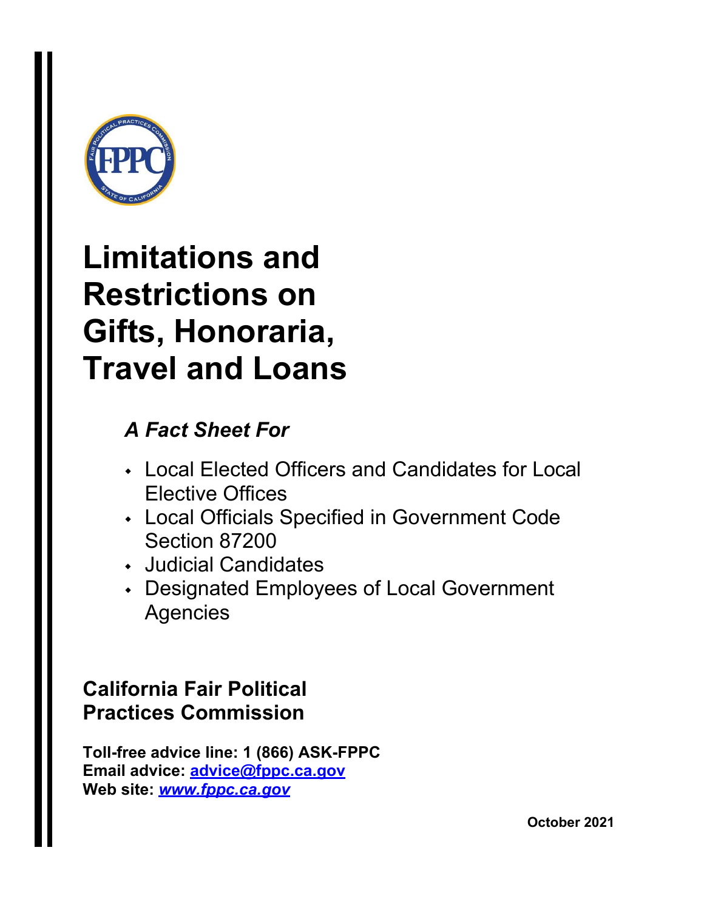# Limitations and Restrictions on Gifts, Honoraria, Travel and Loans

## *A Fact Sheet For*

- Local Elected Officers and Candidates for Local Elective Offices
- Local Officials Specified in Government Code Section 87200
- Judicial Candidates
- Designated Employees of Local Government Agencies

**California Fair Political Practices Commission**

**Toll-free advice line: 1 (866) ASK-FPPC**
**Email advice: advice@fppc.ca.gov**
**Web site: *www.fppc.ca.gov***

**October 2021**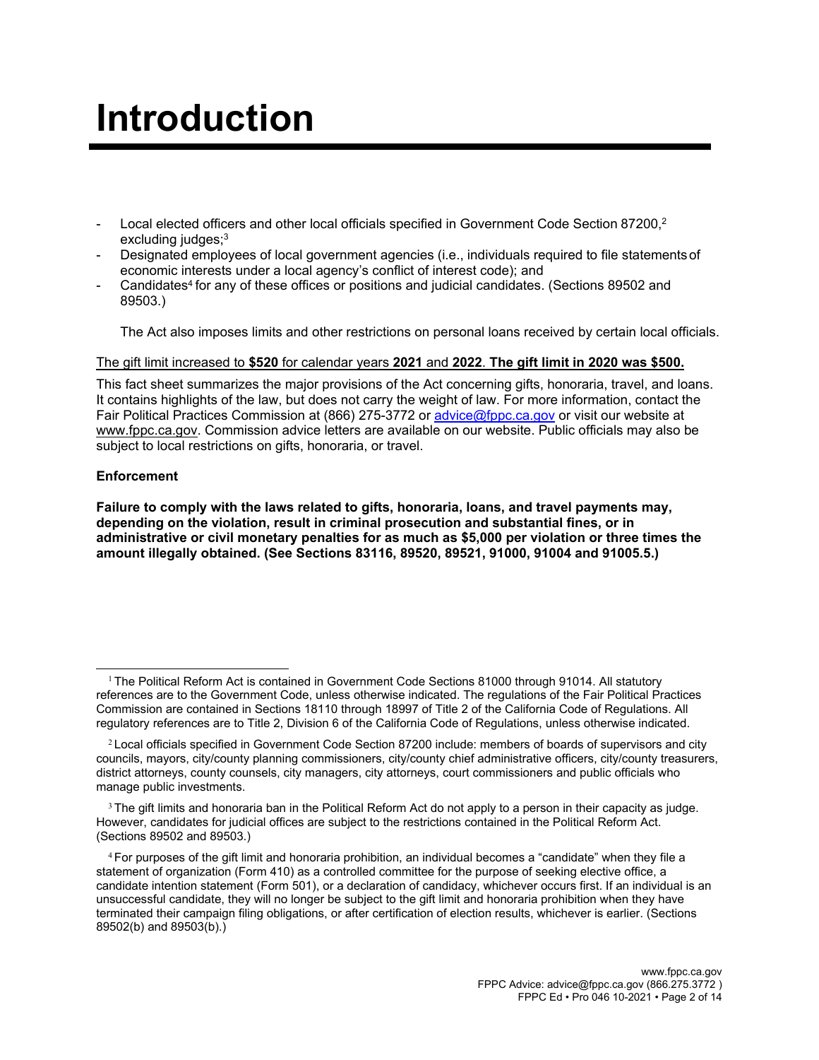# Introduction

- Local elected officers and other local officials specified in Government Code Section 87200,[2] excluding judges;[3]
- Designated employees of local government agencies (i.e., individuals required to file statements of economic interests under a local agency's conflict of interest code); and
- Candidates[4] for any of these offices or positions and judicial candidates. (Sections 89502 and 89503.)

The Act also imposes limits and other restrictions on personal loans received by certain local officials.

The gift limit increased to **$520** for calendar years **2021** and **2022**. **The gift limit in 2020 was $500.**

This fact sheet summarizes the major provisions of the Act concerning gifts, honoraria, travel, and loans. It contains highlights of the law, but does not carry the weight of law. For more information, contact the Fair Political Practices Commission at (866) 275-3772 or advice@fppc.ca.gov or visit our website at www.fppc.ca.gov. Commission advice letters are available on our website. Public officials may also be subject to local restrictions on gifts, honoraria, or travel.

**Enforcement**

**Failure to comply with the laws related to gifts, honoraria, loans, and travel payments may, depending on the violation, result in criminal prosecution and substantial fines, or in administrative or civil monetary penalties for as much as $5,000 per violation or three times the amount illegally obtained. (See Sections 83116, 89520, 89521, 91000, 91004 and 91005.5.)**

---

[1] The Political Reform Act is contained in Government Code Sections 81000 through 91014. All statutory references are to the Government Code, unless otherwise indicated. The regulations of the Fair Political Practices Commission are contained in Sections 18110 through 18997 of Title 2 of the California Code of Regulations. All regulatory references are to Title 2, Division 6 of the California Code of Regulations, unless otherwise indicated.

[2] Local officials specified in Government Code Section 87200 include: members of boards of supervisors and city councils, mayors, city/county planning commissioners, city/county chief administrative officers, city/county treasurers, district attorneys, county counsels, city managers, city attorneys, court commissioners and public officials who manage public investments.

[3] The gift limits and honoraria ban in the Political Reform Act do not apply to a person in their capacity as judge. However, candidates for judicial offices are subject to the restrictions contained in the Political Reform Act. (Sections 89502 and 89503.)

[4] For purposes of the gift limit and honoraria prohibition, an individual becomes a "candidate" when they file a statement of organization (Form 410) as a controlled committee for the purpose of seeking elective office, a candidate intention statement (Form 501), or a declaration of candidacy, whichever occurs first. If an individual is an unsuccessful candidate, they will no longer be subject to the gift limit and honoraria prohibition when they have terminated their campaign filing obligations, or after certification of election results, whichever is earlier. (Sections 89502(b) and 89503(b).)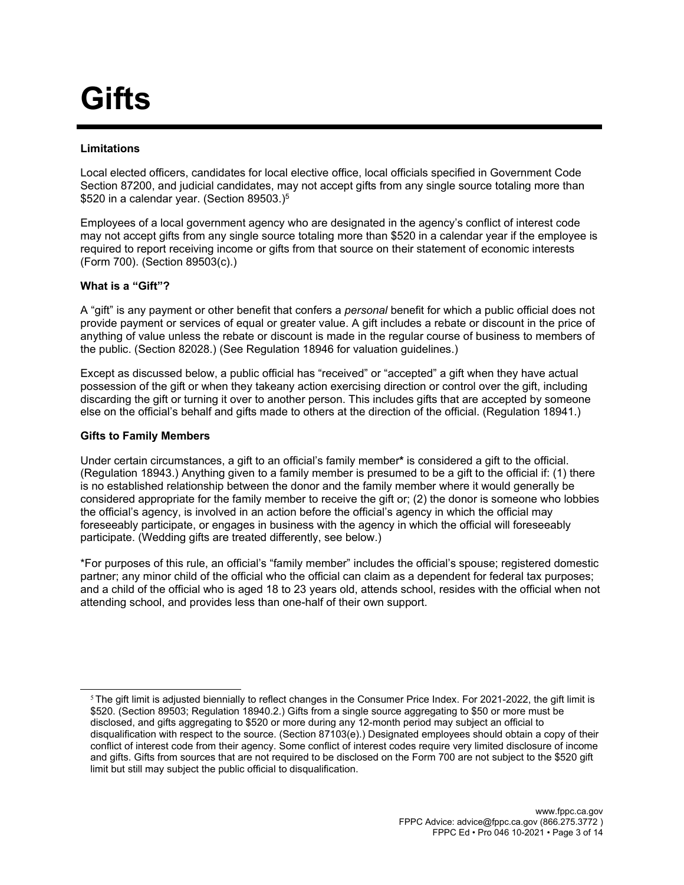# Gifts

**Limitations**

Local elected officers, candidates for local elective office, local officials specified in Government Code Section 87200, and judicial candidates, may not accept gifts from any single source totaling more than $520 in a calendar year. (Section 89503.)[5]

Employees of a local government agency who are designated in the agency's conflict of interest code may not accept gifts from any single source totaling more than $520 in a calendar year if the employee is required to report receiving income or gifts from that source on their statement of economic interests (Form 700). (Section 89503(c).)

**What is a "Gift"?**

A "gift" is any payment or other benefit that confers a *personal* benefit for which a public official does not provide payment or services of equal or greater value. A gift includes a rebate or discount in the price of anything of value unless the rebate or discount is made in the regular course of business to members of the public. (Section 82028.) (See Regulation 18946 for valuation guidelines.)

Except as discussed below, a public official has "received" or "accepted" a gift when they have actual possession of the gift or when they takeany action exercising direction or control over the gift, including discarding the gift or turning it over to another person. This includes gifts that are accepted by someone else on the official's behalf and gifts made to others at the direction of the official. (Regulation 18941.)

**Gifts to Family Members**

Under certain circumstances, a gift to an official's family member**\*** is considered a gift to the official. (Regulation 18943.) Anything given to a family member is presumed to be a gift to the official if: (1) there is no established relationship between the donor and the family member where it would generally be considered appropriate for the family member to receive the gift or; (2) the donor is someone who lobbies the official's agency, is involved in an action before the official's agency in which the official may foreseeably participate, or engages in business with the agency in which the official will foreseeably participate. (Wedding gifts are treated differently, see below.)

\*For purposes of this rule, an official's "family member" includes the official's spouse; registered domestic partner; any minor child of the official who the official can claim as a dependent for federal tax purposes; and a child of the official who is aged 18 to 23 years old, attends school, resides with the official when not attending school, and provides less than one-half of their own support.

---

[5] The gift limit is adjusted biennially to reflect changes in the Consumer Price Index. For 2021-2022, the gift limit is $520. (Section 89503; Regulation 18940.2.) Gifts from a single source aggregating to $50 or more must be disclosed, and gifts aggregating to $520 or more during any 12-month period may subject an official to disqualification with respect to the source. (Section 87103(e).) Designated employees should obtain a copy of their conflict of interest code from their agency. Some conflict of interest codes require very limited disclosure of income and gifts. Gifts from sources that are not required to be disclosed on the Form 700 are not subject to the $520 gift limit but still may subject the public official to disqualification.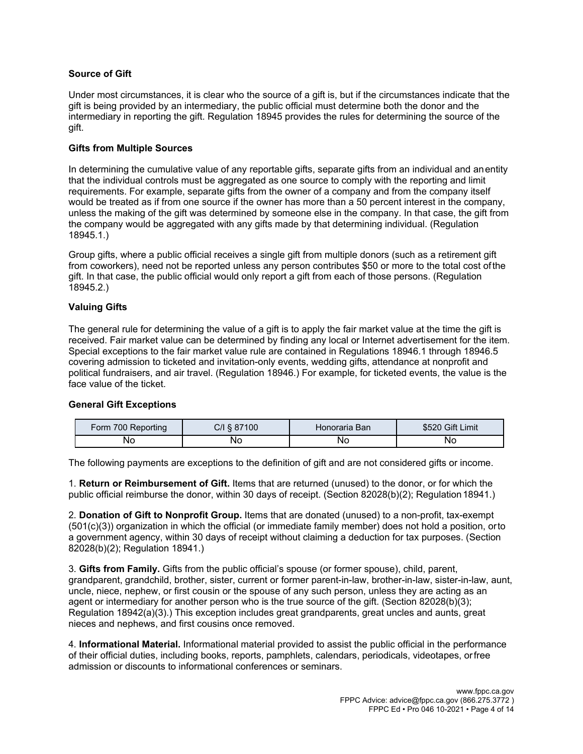**Source of Gift**

Under most circumstances, it is clear who the source of a gift is, but if the circumstances indicate that the gift is being provided by an intermediary, the public official must determine both the donor and the intermediary in reporting the gift. Regulation 18945 provides the rules for determining the source of the gift.

**Gifts from Multiple Sources**

In determining the cumulative value of any reportable gifts, separate gifts from an individual and an entity that the individual controls must be aggregated as one source to comply with the reporting and limit requirements. For example, separate gifts from the owner of a company and from the company itself would be treated as if from one source if the owner has more than a 50 percent interest in the company, unless the making of the gift was determined by someone else in the company. In that case, the gift from the company would be aggregated with any gifts made by that determining individual. (Regulation 18945.1.)

Group gifts, where a public official receives a single gift from multiple donors (such as a retirement gift from coworkers), need not be reported unless any person contributes $50 or more to the total cost of the gift. In that case, the public official would only report a gift from each of those persons. (Regulation 18945.2.)

**Valuing Gifts**

The general rule for determining the value of a gift is to apply the fair market value at the time the gift is received. Fair market value can be determined by finding any local or Internet advertisement for the item. Special exceptions to the fair market value rule are contained in Regulations 18946.1 through 18946.5 covering admission to ticketed and invitation-only events, wedding gifts, attendance at nonprofit and political fundraisers, and air travel. (Regulation 18946.) For example, for ticketed events, the value is the face value of the ticket.

**General Gift Exceptions**

| Form 700 Reporting | C/I § 87100 | Honoraria Ban | $520 Gift Limit |
|---|---|---|---|
| No | No | No | No |

The following payments are exceptions to the definition of gift and are not considered gifts or income.

1. **Return or Reimbursement of Gift.** Items that are returned (unused) to the donor, or for which the public official reimburse the donor, within 30 days of receipt. (Section 82028(b)(2); Regulation 18941.)

2. **Donation of Gift to Nonprofit Group.** Items that are donated (unused) to a non-profit, tax-exempt (501(c)(3)) organization in which the official (or immediate family member) does not hold a position, or to a government agency, within 30 days of receipt without claiming a deduction for tax purposes. (Section 82028(b)(2); Regulation 18941.)

3. **Gifts from Family.** Gifts from the public official's spouse (or former spouse), child, parent, grandparent, grandchild, brother, sister, current or former parent-in-law, brother-in-law, sister-in-law, aunt, uncle, niece, nephew, or first cousin or the spouse of any such person, unless they are acting as an agent or intermediary for another person who is the true source of the gift. (Section 82028(b)(3); Regulation 18942(a)(3).) This exception includes great grandparents, great uncles and aunts, great nieces and nephews, and first cousins once removed.

4. **Informational Material.** Informational material provided to assist the public official in the performance of their official duties, including books, reports, pamphlets, calendars, periodicals, videotapes, or free admission or discounts to informational conferences or seminars.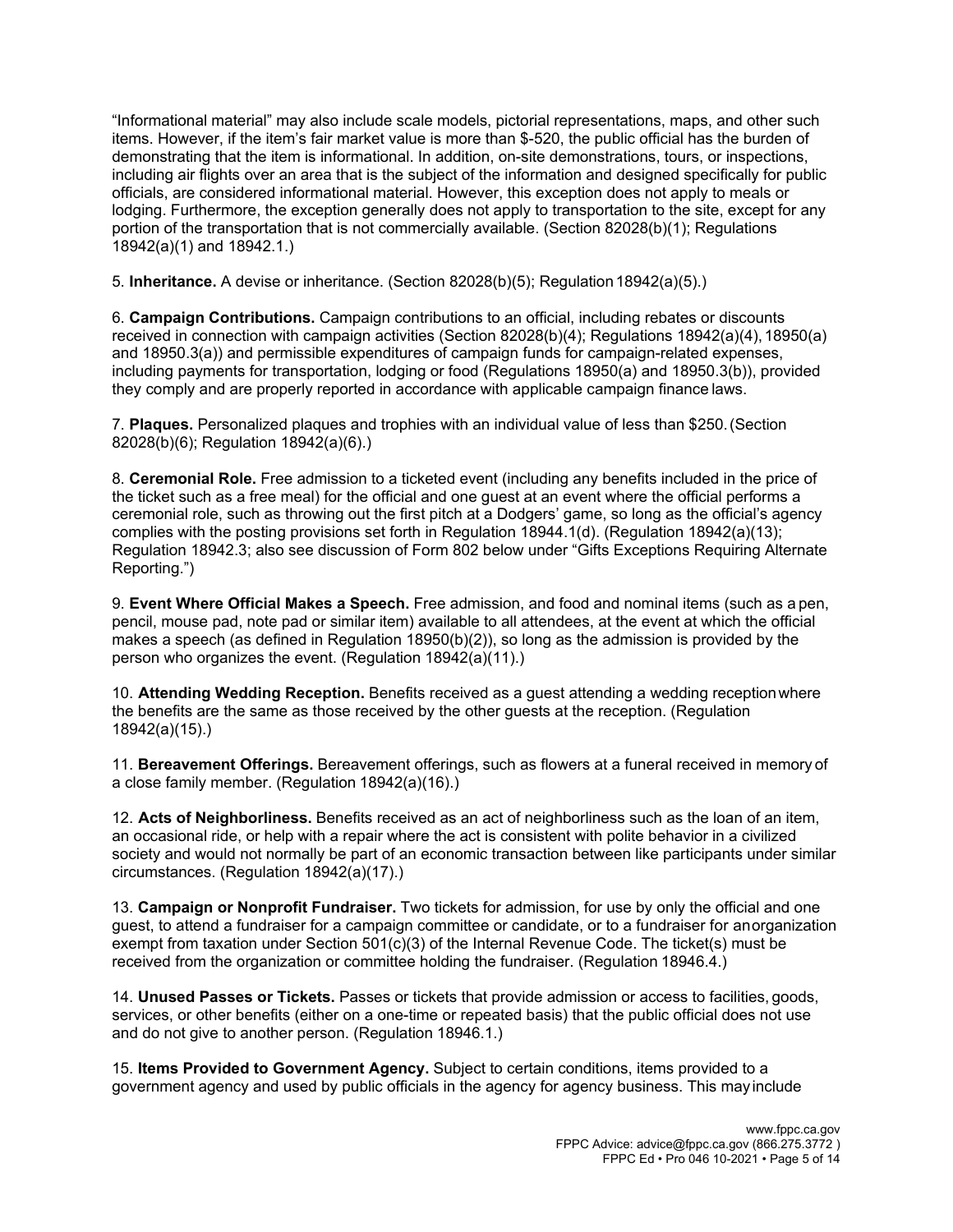"Informational material" may also include scale models, pictorial representations, maps, and other such items. However, if the item's fair market value is more than $-520, the public official has the burden of demonstrating that the item is informational. In addition, on-site demonstrations, tours, or inspections, including air flights over an area that is the subject of the information and designed specifically for public officials, are considered informational material. However, this exception does not apply to meals or lodging. Furthermore, the exception generally does not apply to transportation to the site, except for any portion of the transportation that is not commercially available. (Section 82028(b)(1); Regulations 18942(a)(1) and 18942.1.)

5. **Inheritance.** A devise or inheritance. (Section 82028(b)(5); Regulation 18942(a)(5).)

6. **Campaign Contributions.** Campaign contributions to an official, including rebates or discounts received in connection with campaign activities (Section 82028(b)(4); Regulations 18942(a)(4), 18950(a) and 18950.3(a)) and permissible expenditures of campaign funds for campaign-related expenses, including payments for transportation, lodging or food (Regulations 18950(a) and 18950.3(b)), provided they comply and are properly reported in accordance with applicable campaign finance laws.

7. **Plaques.** Personalized plaques and trophies with an individual value of less than $250. (Section 82028(b)(6); Regulation 18942(a)(6).)

8. **Ceremonial Role.** Free admission to a ticketed event (including any benefits included in the price of the ticket such as a free meal) for the official and one guest at an event where the official performs a ceremonial role, such as throwing out the first pitch at a Dodgers' game, so long as the official's agency complies with the posting provisions set forth in Regulation 18944.1(d). (Regulation 18942(a)(13); Regulation 18942.3; also see discussion of Form 802 below under "Gifts Exceptions Requiring Alternate Reporting.")

9. **Event Where Official Makes a Speech.** Free admission, and food and nominal items (such as a pen, pencil, mouse pad, note pad or similar item) available to all attendees, at the event at which the official makes a speech (as defined in Regulation 18950(b)(2)), so long as the admission is provided by the person who organizes the event. (Regulation 18942(a)(11).)

10. **Attending Wedding Reception.** Benefits received as a guest attending a wedding reception where the benefits are the same as those received by the other guests at the reception. (Regulation 18942(a)(15).)

11. **Bereavement Offerings.** Bereavement offerings, such as flowers at a funeral received in memory of a close family member. (Regulation 18942(a)(16).)

12. **Acts of Neighborliness.** Benefits received as an act of neighborliness such as the loan of an item, an occasional ride, or help with a repair where the act is consistent with polite behavior in a civilized society and would not normally be part of an economic transaction between like participants under similar circumstances. (Regulation 18942(a)(17).)

13. **Campaign or Nonprofit Fundraiser.** Two tickets for admission, for use by only the official and one guest, to attend a fundraiser for a campaign committee or candidate, or to a fundraiser for an organization exempt from taxation under Section 501(c)(3) of the Internal Revenue Code. The ticket(s) must be received from the organization or committee holding the fundraiser. (Regulation 18946.4.)

14. **Unused Passes or Tickets.** Passes or tickets that provide admission or access to facilities, goods, services, or other benefits (either on a one-time or repeated basis) that the public official does not use and do not give to another person. (Regulation 18946.1.)

15. **Items Provided to Government Agency.** Subject to certain conditions, items provided to a government agency and used by public officials in the agency for agency business. This may include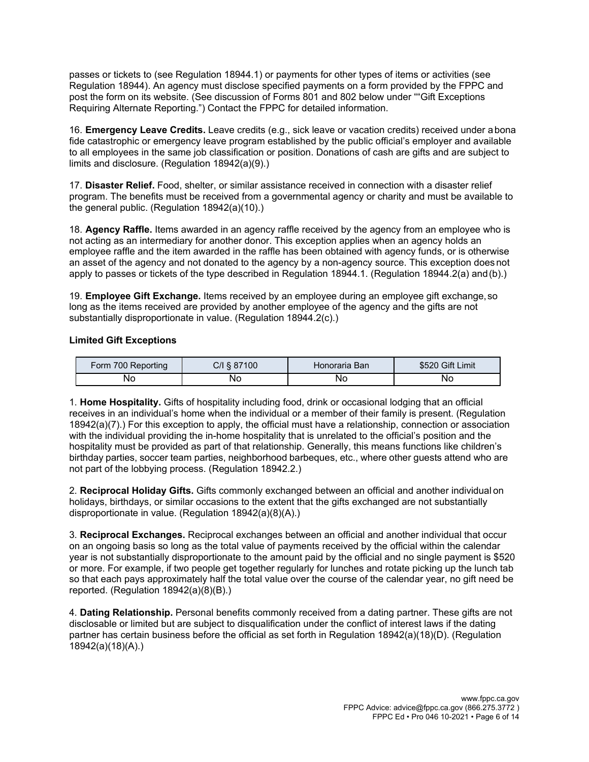passes or tickets to (see Regulation 18944.1) or payments for other types of items or activities (see Regulation 18944). An agency must disclose specified payments on a form provided by the FPPC and post the form on its website. (See discussion of Forms 801 and 802 below under ""Gift Exceptions Requiring Alternate Reporting.") Contact the FPPC for detailed information.

16. **Emergency Leave Credits.** Leave credits (e.g., sick leave or vacation credits) received under a bona fide catastrophic or emergency leave program established by the public official's employer and available to all employees in the same job classification or position. Donations of cash are gifts and are subject to limits and disclosure. (Regulation 18942(a)(9).)

17. **Disaster Relief.** Food, shelter, or similar assistance received in connection with a disaster relief program. The benefits must be received from a governmental agency or charity and must be available to the general public. (Regulation 18942(a)(10).)

18. **Agency Raffle.** Items awarded in an agency raffle received by the agency from an employee who is not acting as an intermediary for another donor. This exception applies when an agency holds an employee raffle and the item awarded in the raffle has been obtained with agency funds, or is otherwise an asset of the agency and not donated to the agency by a non-agency source. This exception does not apply to passes or tickets of the type described in Regulation 18944.1. (Regulation 18944.2(a) and (b).)

19. **Employee Gift Exchange.** Items received by an employee during an employee gift exchange, so long as the items received are provided by another employee of the agency and the gifts are not substantially disproportionate in value. (Regulation 18944.2(c).)

**Limited Gift Exceptions**

| Form 700 Reporting | C/I § 87100 | Honoraria Ban | $520 Gift Limit |
|---|---|---|---|
| No | No | No | No |

1. **Home Hospitality.** Gifts of hospitality including food, drink or occasional lodging that an official receives in an individual's home when the individual or a member of their family is present. (Regulation 18942(a)(7).) For this exception to apply, the official must have a relationship, connection or association with the individual providing the in-home hospitality that is unrelated to the official's position and the hospitality must be provided as part of that relationship. Generally, this means functions like children's birthday parties, soccer team parties, neighborhood barbeques, etc., where other guests attend who are not part of the lobbying process. (Regulation 18942.2.)

2. **Reciprocal Holiday Gifts.** Gifts commonly exchanged between an official and another individual on holidays, birthdays, or similar occasions to the extent that the gifts exchanged are not substantially disproportionate in value. (Regulation 18942(a)(8)(A).)

3. **Reciprocal Exchanges.** Reciprocal exchanges between an official and another individual that occur on an ongoing basis so long as the total value of payments received by the official within the calendar year is not substantially disproportionate to the amount paid by the official and no single payment is $520 or more. For example, if two people get together regularly for lunches and rotate picking up the lunch tab so that each pays approximately half the total value over the course of the calendar year, no gift need be reported. (Regulation 18942(a)(8)(B).)

4. **Dating Relationship.** Personal benefits commonly received from a dating partner. These gifts are not disclosable or limited but are subject to disqualification under the conflict of interest laws if the dating partner has certain business before the official as set forth in Regulation 18942(a)(18)(D). (Regulation 18942(a)(18)(A).)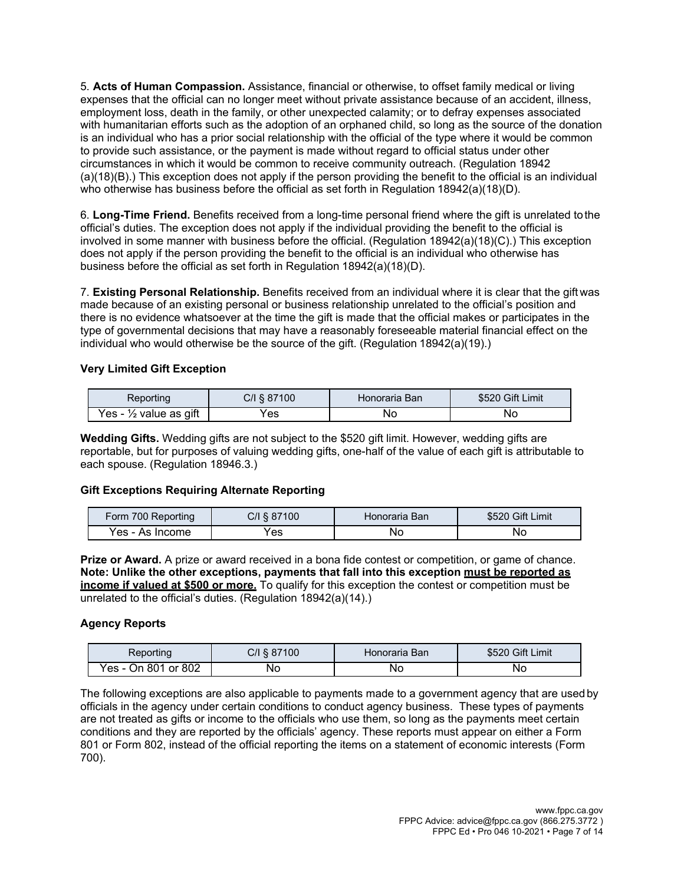5. **Acts of Human Compassion.** Assistance, financial or otherwise, to offset family medical or living expenses that the official can no longer meet without private assistance because of an accident, illness, employment loss, death in the family, or other unexpected calamity; or to defray expenses associated with humanitarian efforts such as the adoption of an orphaned child, so long as the source of the donation is an individual who has a prior social relationship with the official of the type where it would be common to provide such assistance, or the payment is made without regard to official status under other circumstances in which it would be common to receive community outreach. (Regulation 18942 (a)(18)(B).) This exception does not apply if the person providing the benefit to the official is an individual who otherwise has business before the official as set forth in Regulation 18942(a)(18)(D).

6. **Long-Time Friend.** Benefits received from a long-time personal friend where the gift is unrelated to the official's duties. The exception does not apply if the individual providing the benefit to the official is involved in some manner with business before the official. (Regulation 18942(a)(18)(C).) This exception does not apply if the person providing the benefit to the official is an individual who otherwise has business before the official as set forth in Regulation 18942(a)(18)(D).

7. **Existing Personal Relationship.** Benefits received from an individual where it is clear that the gift was made because of an existing personal or business relationship unrelated to the official's position and there is no evidence whatsoever at the time the gift is made that the official makes or participates in the type of governmental decisions that may have a reasonably foreseeable material financial effect on the individual who would otherwise be the source of the gift. (Regulation 18942(a)(19).)

### Very Limited Gift Exception

| Reporting | C/I § 87100 | Honoraria Ban | $520 Gift Limit |
|---|---|---|---|
| Yes - ½ value as gift | Yes | No | No |

**Wedding Gifts.** Wedding gifts are not subject to the $520 gift limit. However, wedding gifts are reportable, but for purposes of valuing wedding gifts, one-half of the value of each gift is attributable to each spouse. (Regulation 18946.3.)

### Gift Exceptions Requiring Alternate Reporting

| Form 700 Reporting | C/I § 87100 | Honoraria Ban | $520 Gift Limit |
|---|---|---|---|
| Yes - As Income | Yes | No | No |

**Prize or Award.** A prize or award received in a bona fide contest or competition, or game of chance. **Note: Unlike the other exceptions, payments that fall into this exception <u>must be reported as income if valued at $500 or more.</u>** To qualify for this exception the contest or competition must be unrelated to the official's duties. (Regulation 18942(a)(14).)

### Agency Reports

| Reporting | C/I § 87100 | Honoraria Ban | $520 Gift Limit |
|---|---|---|---|
| Yes - On 801 or 802 | No | No | No |

The following exceptions are also applicable to payments made to a government agency that are used by officials in the agency under certain conditions to conduct agency business. These types of payments are not treated as gifts or income to the officials who use them, so long as the payments meet certain conditions and they are reported by the officials' agency. These reports must appear on either a Form 801 or Form 802, instead of the official reporting the items on a statement of economic interests (Form 700).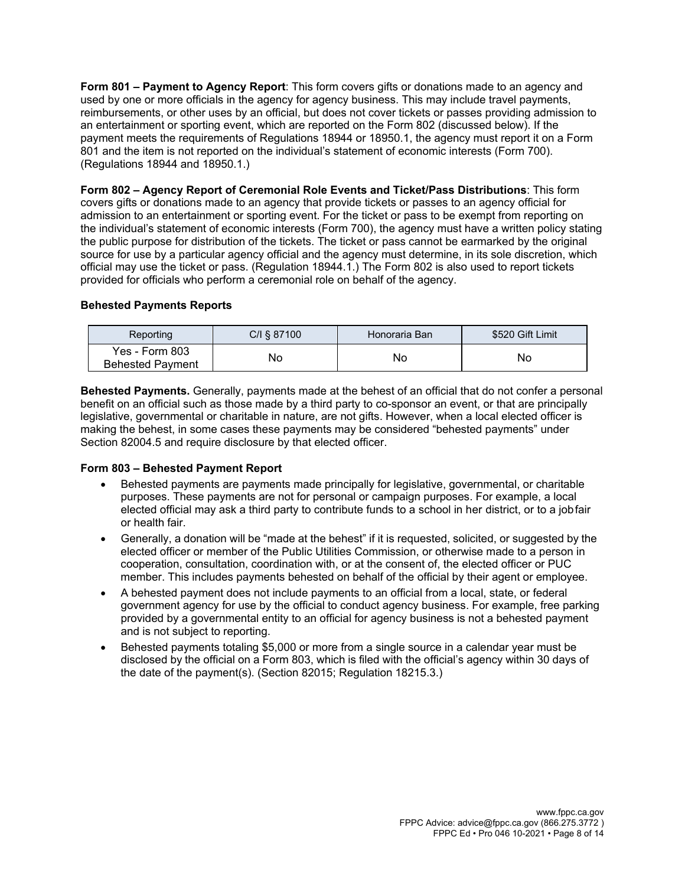**Form 801 – Payment to Agency Report**: This form covers gifts or donations made to an agency and used by one or more officials in the agency for agency business. This may include travel payments, reimbursements, or other uses by an official, but does not cover tickets or passes providing admission to an entertainment or sporting event, which are reported on the Form 802 (discussed below). If the payment meets the requirements of Regulations 18944 or 18950.1, the agency must report it on a Form 801 and the item is not reported on the individual's statement of economic interests (Form 700). (Regulations 18944 and 18950.1.)

**Form 802 – Agency Report of Ceremonial Role Events and Ticket/Pass Distributions**: This form covers gifts or donations made to an agency that provide tickets or passes to an agency official for admission to an entertainment or sporting event. For the ticket or pass to be exempt from reporting on the individual's statement of economic interests (Form 700), the agency must have a written policy stating the public purpose for distribution of the tickets. The ticket or pass cannot be earmarked by the original source for use by a particular agency official and the agency must determine, in its sole discretion, which official may use the ticket or pass. (Regulation 18944.1.) The Form 802 is also used to report tickets provided for officials who perform a ceremonial role on behalf of the agency.

**Behested Payments Reports**

| Reporting | C/I § 87100 | Honoraria Ban | $520 Gift Limit |
|---|---|---|---|
| Yes - Form 803 Behested Payment | No | No | No |

**Behested Payments.** Generally, payments made at the behest of an official that do not confer a personal benefit on an official such as those made by a third party to co-sponsor an event, or that are principally legislative, governmental or charitable in nature, are not gifts. However, when a local elected officer is making the behest, in some cases these payments may be considered "behested payments" under Section 82004.5 and require disclosure by that elected officer.

**Form 803 – Behested Payment Report**

- Behested payments are payments made principally for legislative, governmental, or charitable purposes. These payments are not for personal or campaign purposes. For example, a local elected official may ask a third party to contribute funds to a school in her district, or to a job fair or health fair.
- Generally, a donation will be "made at the behest" if it is requested, solicited, or suggested by the elected officer or member of the Public Utilities Commission, or otherwise made to a person in cooperation, consultation, coordination with, or at the consent of, the elected officer or PUC member. This includes payments behested on behalf of the official by their agent or employee.
- A behested payment does not include payments to an official from a local, state, or federal government agency for use by the official to conduct agency business. For example, free parking provided by a governmental entity to an official for agency business is not a behested payment and is not subject to reporting.
- Behested payments totaling $5,000 or more from a single source in a calendar year must be disclosed by the official on a Form 803, which is filed with the official's agency within 30 days of the date of the payment(s). (Section 82015; Regulation 18215.3.)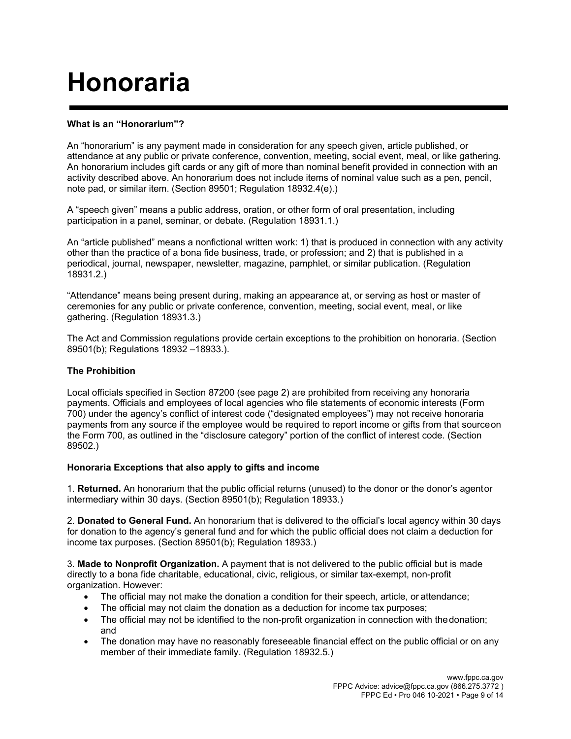# Honoraria

**What is an "Honorarium"?**

An "honorarium" is any payment made in consideration for any speech given, article published, or attendance at any public or private conference, convention, meeting, social event, meal, or like gathering. An honorarium includes gift cards or any gift of more than nominal benefit provided in connection with an activity described above. An honorarium does not include items of nominal value such as a pen, pencil, note pad, or similar item. (Section 89501; Regulation 18932.4(e).)

A "speech given" means a public address, oration, or other form of oral presentation, including participation in a panel, seminar, or debate. (Regulation 18931.1.)

An "article published" means a nonfictional written work: 1) that is produced in connection with any activity other than the practice of a bona fide business, trade, or profession; and 2) that is published in a periodical, journal, newspaper, newsletter, magazine, pamphlet, or similar publication. (Regulation 18931.2.)

"Attendance" means being present during, making an appearance at, or serving as host or master of ceremonies for any public or private conference, convention, meeting, social event, meal, or like gathering. (Regulation 18931.3.)

The Act and Commission regulations provide certain exceptions to the prohibition on honoraria. (Section 89501(b); Regulations 18932 –18933.).

**The Prohibition**

Local officials specified in Section 87200 (see page 2) are prohibited from receiving any honoraria payments. Officials and employees of local agencies who file statements of economic interests (Form 700) under the agency's conflict of interest code ("designated employees") may not receive honoraria payments from any source if the employee would be required to report income or gifts from that source on the Form 700, as outlined in the "disclosure category" portion of the conflict of interest code. (Section 89502.)

**Honoraria Exceptions that also apply to gifts and income**

1. **Returned.** An honorarium that the public official returns (unused) to the donor or the donor's agent or intermediary within 30 days. (Section 89501(b); Regulation 18933.)

2. **Donated to General Fund.** An honorarium that is delivered to the official's local agency within 30 days for donation to the agency's general fund and for which the public official does not claim a deduction for income tax purposes. (Section 89501(b); Regulation 18933.)

3. **Made to Nonprofit Organization.** A payment that is not delivered to the public official but is made directly to a bona fide charitable, educational, civic, religious, or similar tax-exempt, non-profit organization. However:

- The official may not make the donation a condition for their speech, article, or attendance;
- The official may not claim the donation as a deduction for income tax purposes;
- The official may not be identified to the non-profit organization in connection with the donation; and
- The donation may have no reasonably foreseeable financial effect on the public official or on any member of their immediate family. (Regulation 18932.5.)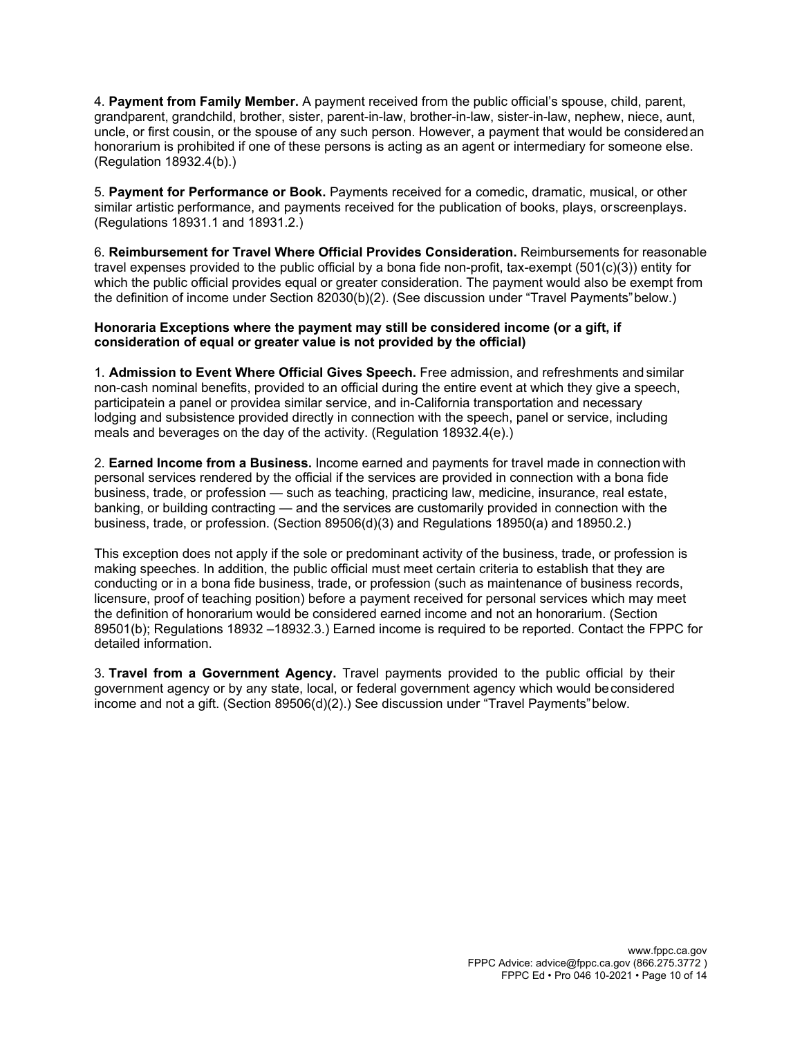4. **Payment from Family Member.** A payment received from the public official's spouse, child, parent, grandparent, grandchild, brother, sister, parent-in-law, brother-in-law, sister-in-law, nephew, niece, aunt, uncle, or first cousin, or the spouse of any such person. However, a payment that would be considered an honorarium is prohibited if one of these persons is acting as an agent or intermediary for someone else. (Regulation 18932.4(b).)

5. **Payment for Performance or Book.** Payments received for a comedic, dramatic, musical, or other similar artistic performance, and payments received for the publication of books, plays, or screenplays. (Regulations 18931.1 and 18931.2.)

6. **Reimbursement for Travel Where Official Provides Consideration.** Reimbursements for reasonable travel expenses provided to the public official by a bona fide non-profit, tax-exempt (501(c)(3)) entity for which the public official provides equal or greater consideration. The payment would also be exempt from the definition of income under Section 82030(b)(2). (See discussion under "Travel Payments" below.)

**Honoraria Exceptions where the payment may still be considered income (or a gift, if consideration of equal or greater value is not provided by the official)**

1. **Admission to Event Where Official Gives Speech.** Free admission, and refreshments and similar non-cash nominal benefits, provided to an official during the entire event at which they give a speech, participate in a panel or provide a similar service, and in-California transportation and necessary lodging and subsistence provided directly in connection with the speech, panel or service, including meals and beverages on the day of the activity. (Regulation 18932.4(e).)

2. **Earned Income from a Business.** Income earned and payments for travel made in connection with personal services rendered by the official if the services are provided in connection with a bona fide business, trade, or profession — such as teaching, practicing law, medicine, insurance, real estate, banking, or building contracting — and the services are customarily provided in connection with the business, trade, or profession. (Section 89506(d)(3) and Regulations 18950(a) and 18950.2.)

This exception does not apply if the sole or predominant activity of the business, trade, or profession is making speeches. In addition, the public official must meet certain criteria to establish that they are conducting or in a bona fide business, trade, or profession (such as maintenance of business records, licensure, proof of teaching position) before a payment received for personal services which may meet the definition of honorarium would be considered earned income and not an honorarium. (Section 89501(b); Regulations 18932 –18932.3.) Earned income is required to be reported. Contact the FPPC for detailed information.

3. **Travel from a Government Agency.** Travel payments provided to the public official by their government agency or by any state, local, or federal government agency which would be considered income and not a gift. (Section 89506(d)(2).) See discussion under "Travel Payments" below.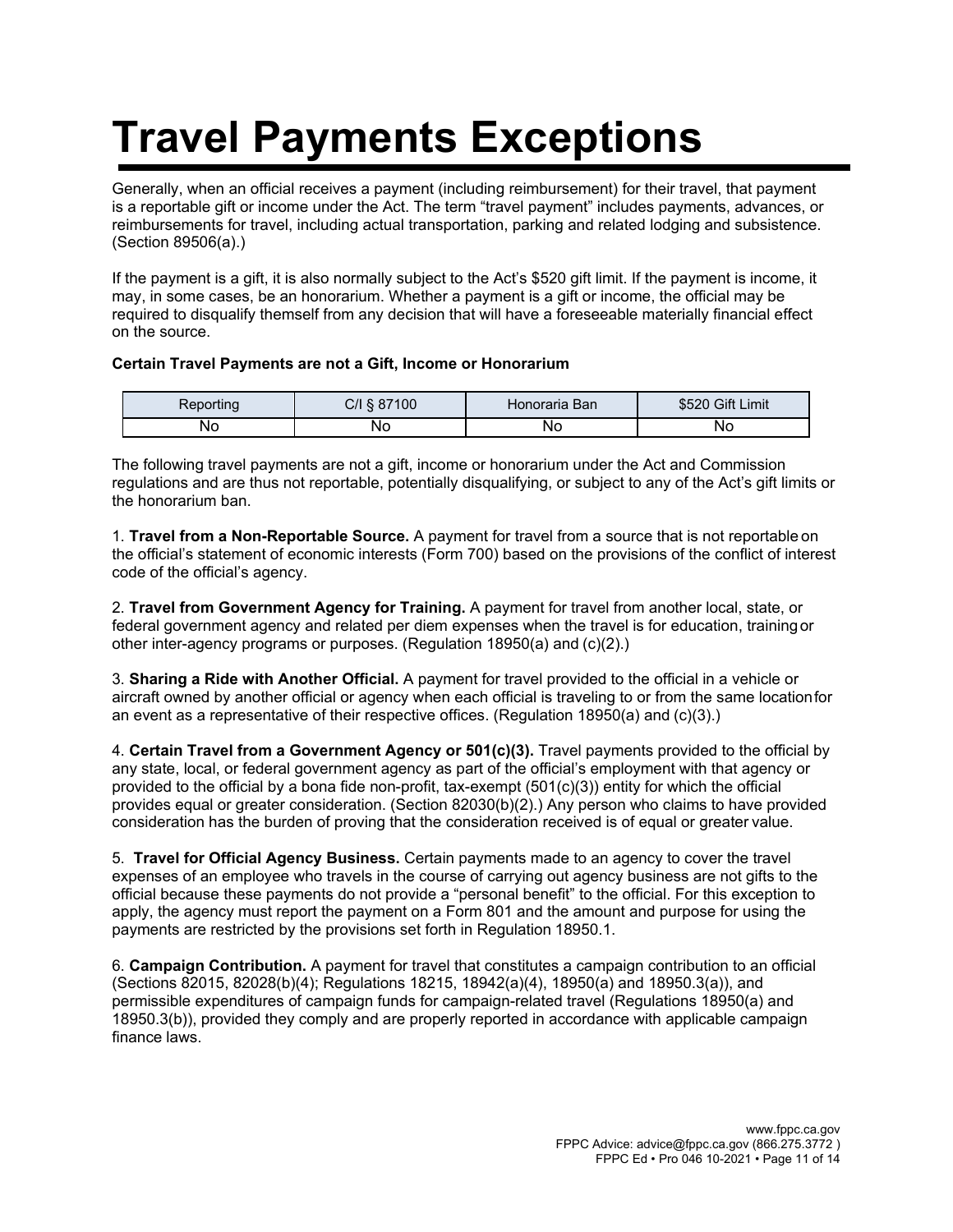# Travel Payments Exceptions

Generally, when an official receives a payment (including reimbursement) for their travel, that payment is a reportable gift or income under the Act. The term "travel payment" includes payments, advances, or reimbursements for travel, including actual transportation, parking and related lodging and subsistence. (Section 89506(a).)

If the payment is a gift, it is also normally subject to the Act's $520 gift limit. If the payment is income, it may, in some cases, be an honorarium. Whether a payment is a gift or income, the official may be required to disqualify themself from any decision that will have a foreseeable materially financial effect on the source.

**Certain Travel Payments are not a Gift, Income or Honorarium**

| Reporting | C/I § 87100 | Honoraria Ban | $520 Gift Limit |
| --- | --- | --- | --- |
| No | No | No | No |

The following travel payments are not a gift, income or honorarium under the Act and Commission regulations and are thus not reportable, potentially disqualifying, or subject to any of the Act's gift limits or the honorarium ban.

1. **Travel from a Non-Reportable Source.** A payment for travel from a source that is not reportable on the official's statement of economic interests (Form 700) based on the provisions of the conflict of interest code of the official's agency.

2. **Travel from Government Agency for Training.** A payment for travel from another local, state, or federal government agency and related per diem expenses when the travel is for education, training or other inter-agency programs or purposes. (Regulation 18950(a) and (c)(2).)

3. **Sharing a Ride with Another Official.** A payment for travel provided to the official in a vehicle or aircraft owned by another official or agency when each official is traveling to or from the same location for an event as a representative of their respective offices. (Regulation 18950(a) and (c)(3).)

4. **Certain Travel from a Government Agency or 501(c)(3).** Travel payments provided to the official by any state, local, or federal government agency as part of the official's employment with that agency or provided to the official by a bona fide non-profit, tax-exempt (501(c)(3)) entity for which the official provides equal or greater consideration. (Section 82030(b)(2).) Any person who claims to have provided consideration has the burden of proving that the consideration received is of equal or greater value.

5. **Travel for Official Agency Business.** Certain payments made to an agency to cover the travel expenses of an employee who travels in the course of carrying out agency business are not gifts to the official because these payments do not provide a "personal benefit" to the official. For this exception to apply, the agency must report the payment on a Form 801 and the amount and purpose for using the payments are restricted by the provisions set forth in Regulation 18950.1.

6. **Campaign Contribution.** A payment for travel that constitutes a campaign contribution to an official (Sections 82015, 82028(b)(4); Regulations 18215, 18942(a)(4), 18950(a) and 18950.3(a)), and permissible expenditures of campaign funds for campaign-related travel (Regulations 18950(a) and 18950.3(b)), provided they comply and are properly reported in accordance with applicable campaign finance laws.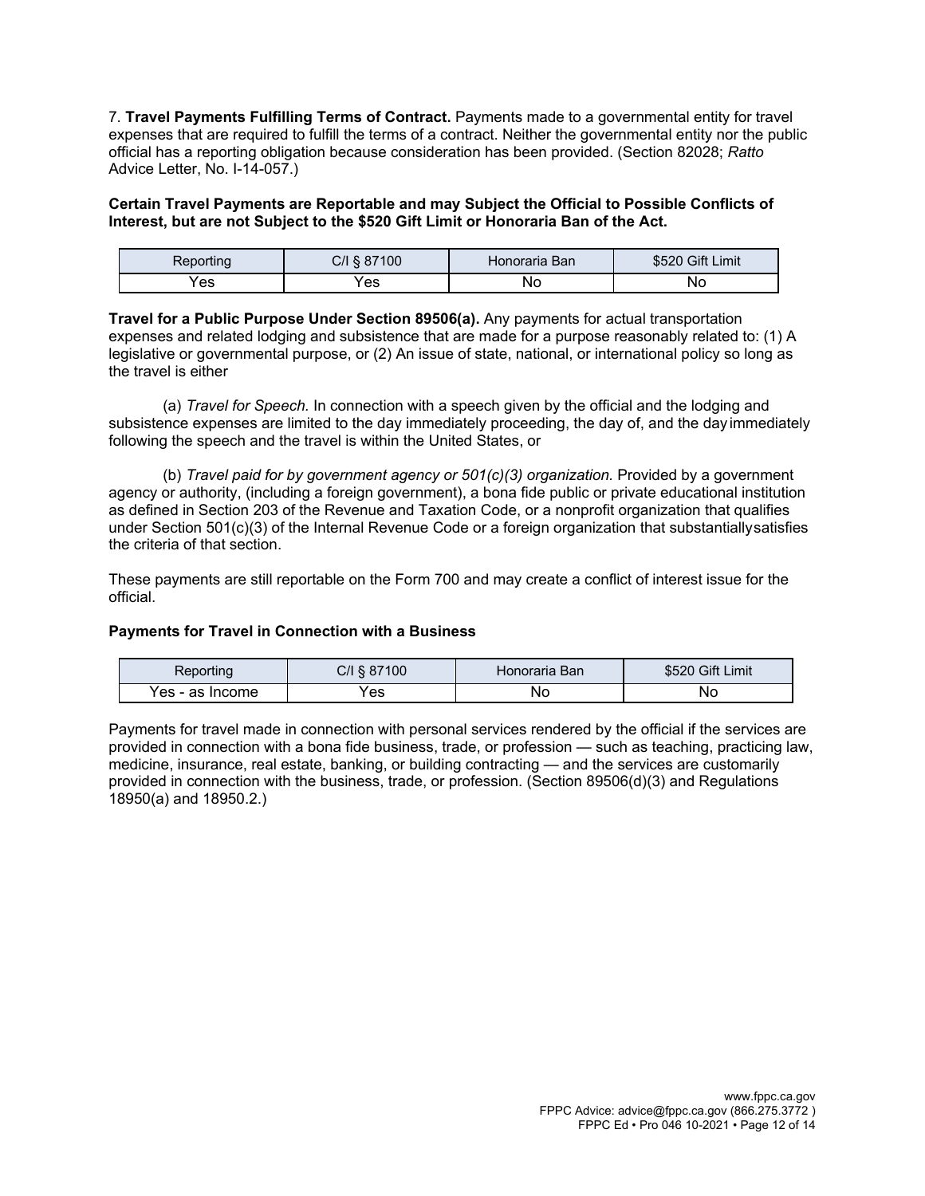7. **Travel Payments Fulfilling Terms of Contract.** Payments made to a governmental entity for travel expenses that are required to fulfill the terms of a contract. Neither the governmental entity nor the public official has a reporting obligation because consideration has been provided. (Section 82028; *Ratto* Advice Letter, No. I-14-057.)

**Certain Travel Payments are Reportable and may Subject the Official to Possible Conflicts of Interest, but are not Subject to the $520 Gift Limit or Honoraria Ban of the Act.**

| Reporting | C/I § 87100 | Honoraria Ban | $520 Gift Limit |
|---|---|---|---|
| Yes | Yes | No | No |

**Travel for a Public Purpose Under Section 89506(a).** Any payments for actual transportation expenses and related lodging and subsistence that are made for a purpose reasonably related to: (1) A legislative or governmental purpose, or (2) An issue of state, national, or international policy so long as the travel is either

(a) *Travel for Speech.* In connection with a speech given by the official and the lodging and subsistence expenses are limited to the day immediately proceeding, the day of, and the day immediately following the speech and the travel is within the United States, or

(b) *Travel paid for by government agency or 501(c)(3) organization.* Provided by a government agency or authority, (including a foreign government), a bona fide public or private educational institution as defined in Section 203 of the Revenue and Taxation Code, or a nonprofit organization that qualifies under Section 501(c)(3) of the Internal Revenue Code or a foreign organization that substantially satisfies the criteria of that section.

These payments are still reportable on the Form 700 and may create a conflict of interest issue for the official.

**Payments for Travel in Connection with a Business**

| Reporting | C/I § 87100 | Honoraria Ban | $520 Gift Limit |
|---|---|---|---|
| Yes - as Income | Yes | No | No |

Payments for travel made in connection with personal services rendered by the official if the services are provided in connection with a bona fide business, trade, or profession — such as teaching, practicing law, medicine, insurance, real estate, banking, or building contracting — and the services are customarily provided in connection with the business, trade, or profession. (Section 89506(d)(3) and Regulations 18950(a) and 18950.2.)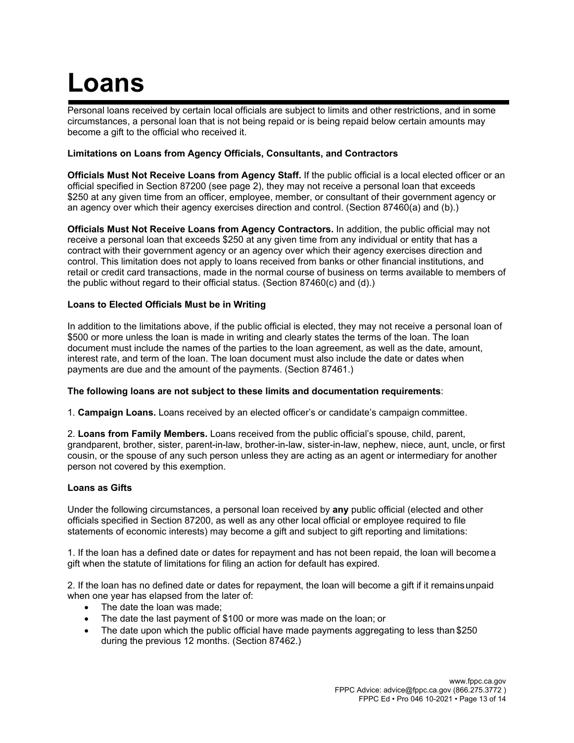# Loans

Personal loans received by certain local officials are subject to limits and other restrictions, and in some circumstances, a personal loan that is not being repaid or is being repaid below certain amounts may become a gift to the official who received it.

**Limitations on Loans from Agency Officials, Consultants, and Contractors**

**Officials Must Not Receive Loans from Agency Staff.** If the public official is a local elected officer or an official specified in Section 87200 (see page 2), they may not receive a personal loan that exceeds $250 at any given time from an officer, employee, member, or consultant of their government agency or an agency over which their agency exercises direction and control. (Section 87460(a) and (b).)

**Officials Must Not Receive Loans from Agency Contractors.** In addition, the public official may not receive a personal loan that exceeds $250 at any given time from any individual or entity that has a contract with their government agency or an agency over which their agency exercises direction and control. This limitation does not apply to loans received from banks or other financial institutions, and retail or credit card transactions, made in the normal course of business on terms available to members of the public without regard to their official status. (Section 87460(c) and (d).)

**Loans to Elected Officials Must be in Writing**

In addition to the limitations above, if the public official is elected, they may not receive a personal loan of $500 or more unless the loan is made in writing and clearly states the terms of the loan. The loan document must include the names of the parties to the loan agreement, as well as the date, amount, interest rate, and term of the loan. The loan document must also include the date or dates when payments are due and the amount of the payments. (Section 87461.)

**The following loans are not subject to these limits and documentation requirements**:

1. **Campaign Loans.** Loans received by an elected officer's or candidate's campaign committee.

2. **Loans from Family Members.** Loans received from the public official's spouse, child, parent, grandparent, brother, sister, parent-in-law, brother-in-law, sister-in-law, nephew, niece, aunt, uncle, or first cousin, or the spouse of any such person unless they are acting as an agent or intermediary for another person not covered by this exemption.

**Loans as Gifts**

Under the following circumstances, a personal loan received by **any** public official (elected and other officials specified in Section 87200, as well as any other local official or employee required to file statements of economic interests) may become a gift and subject to gift reporting and limitations:

1. If the loan has a defined date or dates for repayment and has not been repaid, the loan will become a gift when the statute of limitations for filing an action for default has expired.

2. If the loan has no defined date or dates for repayment, the loan will become a gift if it remains unpaid when one year has elapsed from the later of:

- The date the loan was made;
- The date the last payment of $100 or more was made on the loan; or
- The date upon which the public official have made payments aggregating to less than $250 during the previous 12 months. (Section 87462.)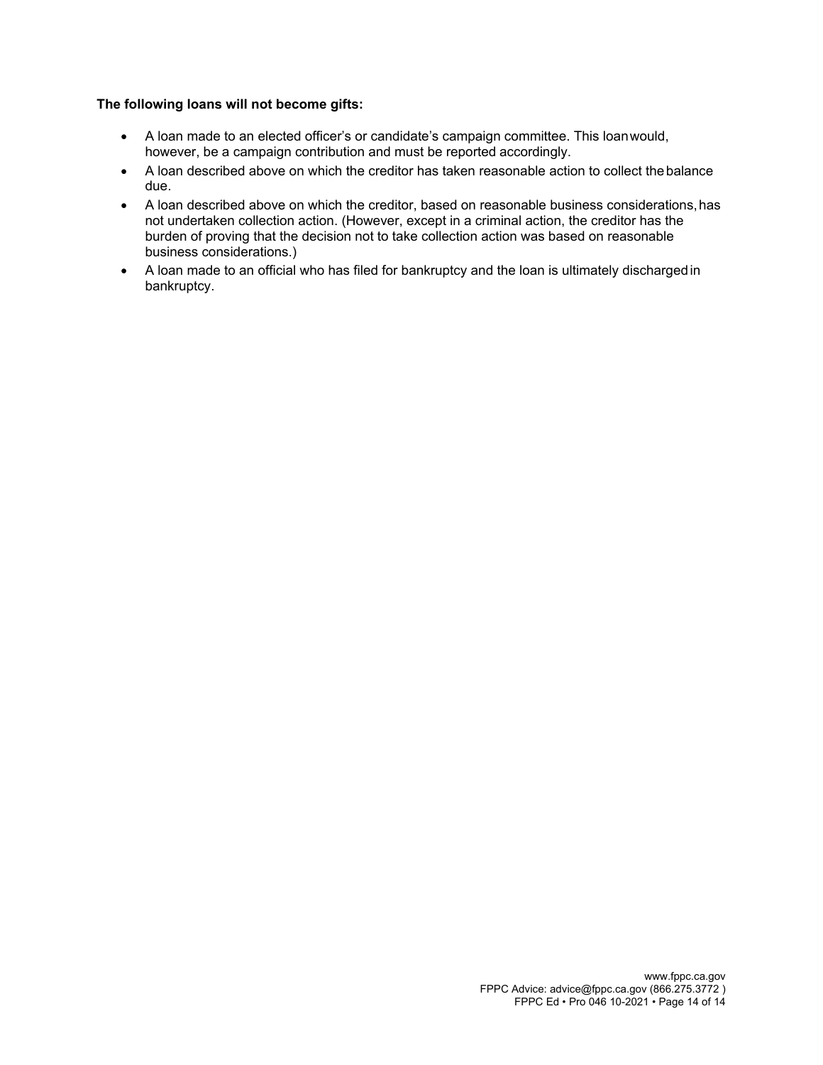**The following loans will not become gifts:**

- A loan made to an elected officer's or candidate's campaign committee. This loan would, however, be a campaign contribution and must be reported accordingly.
- A loan described above on which the creditor has taken reasonable action to collect the balance due.
- A loan described above on which the creditor, based on reasonable business considerations, has not undertaken collection action. (However, except in a criminal action, the creditor has the burden of proving that the decision not to take collection action was based on reasonable business considerations.)
- A loan made to an official who has filed for bankruptcy and the loan is ultimately discharged in bankruptcy.